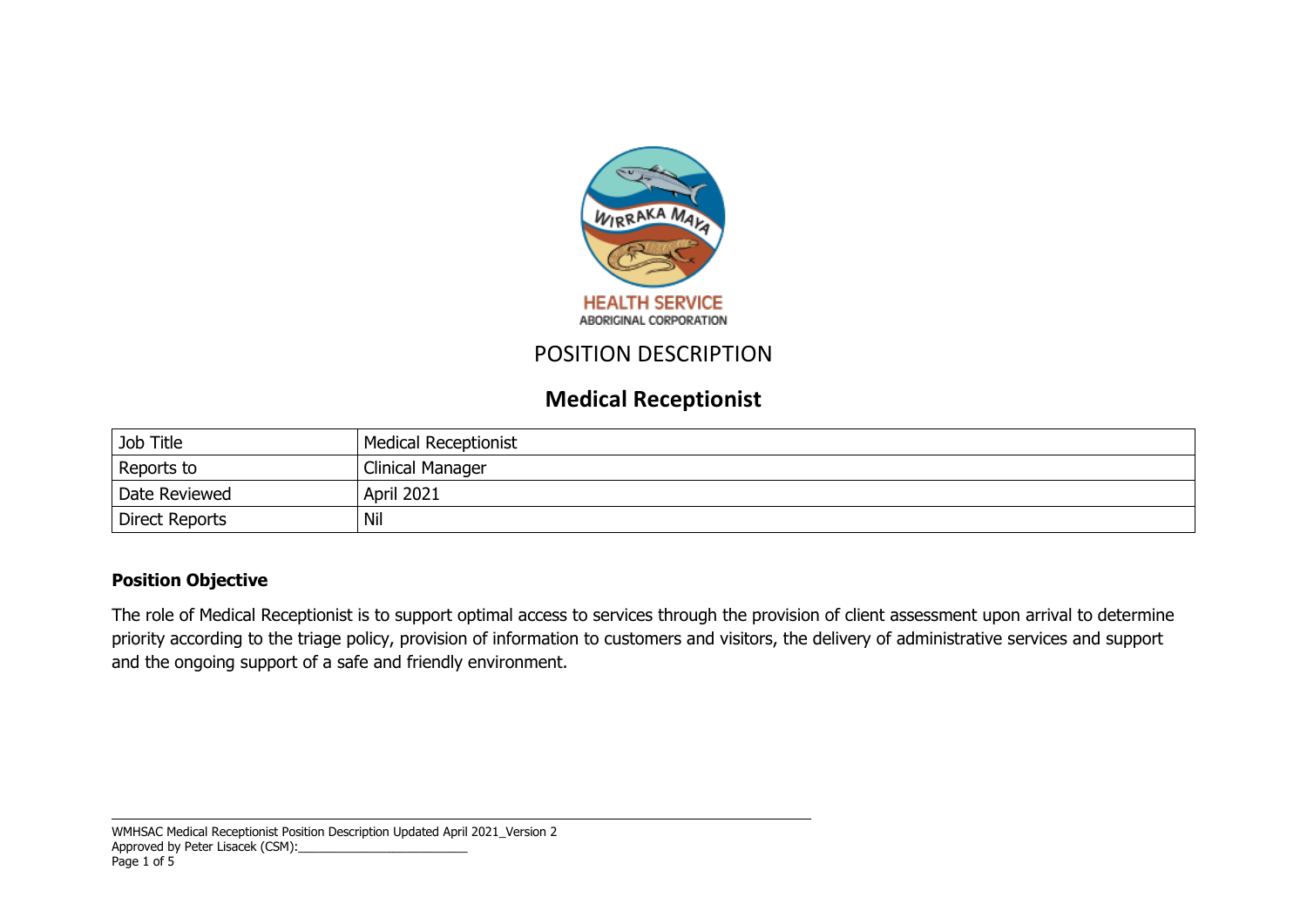# POSITION DESCRIPTION

## Medical Receptionist

| Job Title | Medical Receptionist |
|---|---|
| Reports to | Clinical Manager |
| Date Reviewed | April 2021 |
| Direct Reports | Nil |

### Position Objective

The role of Medical Receptionist is to support optimal access to services through the provision of client assessment upon arrival to determine priority according to the triage policy, provision of information to customers and visitors, the delivery of administrative services and support and the ongoing support of a safe and friendly environment.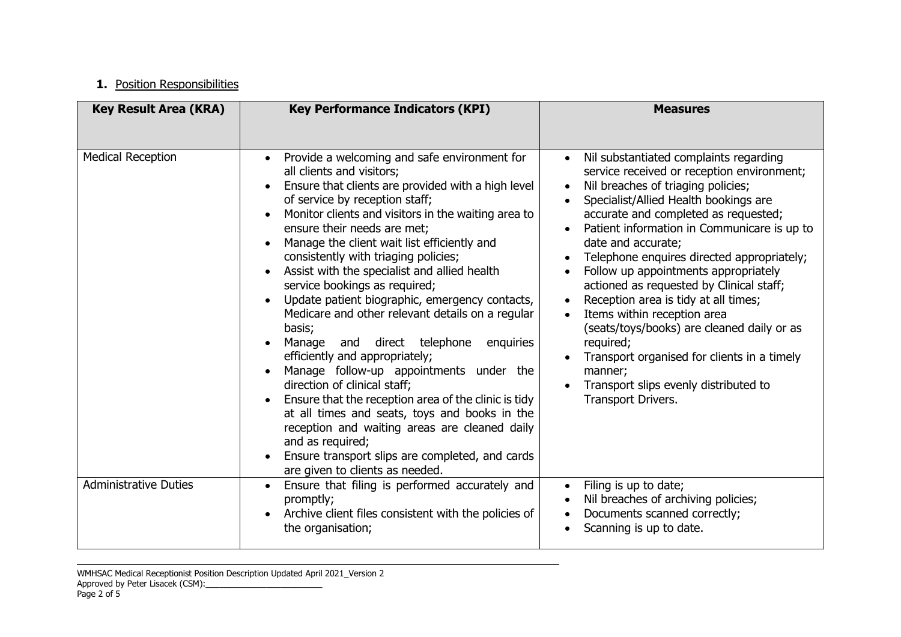**1.** Position Responsibilities

| **Key Result Area (KRA)** | **Key Performance Indicators (KPI)** | **Measures** |
|---|---|---|
| Medical Reception | • Provide a welcoming and safe environment for all clients and visitors;<br>• Ensure that clients are provided with a high level of service by reception staff;<br>• Monitor clients and visitors in the waiting area to ensure their needs are met;<br>• Manage the client wait list efficiently and consistently with triaging policies;<br>• Assist with the specialist and allied health service bookings as required;<br>• Update patient biographic, emergency contacts, Medicare and other relevant details on a regular basis;<br>• Manage and direct telephone enquiries efficiently and appropriately;<br>• Manage follow-up appointments under the direction of clinical staff;<br>• Ensure that the reception area of the clinic is tidy at all times and seats, toys and books in the reception and waiting areas are cleaned daily and as required;<br>• Ensure transport slips are completed, and cards are given to clients as needed. | • Nil substantiated complaints regarding service received or reception environment;<br>• Nil breaches of triaging policies;<br>• Specialist/Allied Health bookings are accurate and completed as requested;<br>• Patient information in Communicare is up to date and accurate;<br>• Telephone enquires directed appropriately;<br>• Follow up appointments appropriately actioned as requested by Clinical staff;<br>• Reception area is tidy at all times;<br>• Items within reception area (seats/toys/books) are cleaned daily or as required;<br>• Transport organised for clients in a timely manner;<br>• Transport slips evenly distributed to Transport Drivers. |
| Administrative Duties | • Ensure that filing is performed accurately and promptly;<br>• Archive client files consistent with the policies of the organisation; | • Filing is up to date;<br>• Nil breaches of archiving policies;<br>• Documents scanned correctly;<br>• Scanning is up to date. |

WMHSAC Medical Receptionist Position Description Updated April 2021_Version 2
Approved by Peter Lisacek (CSM):_________________________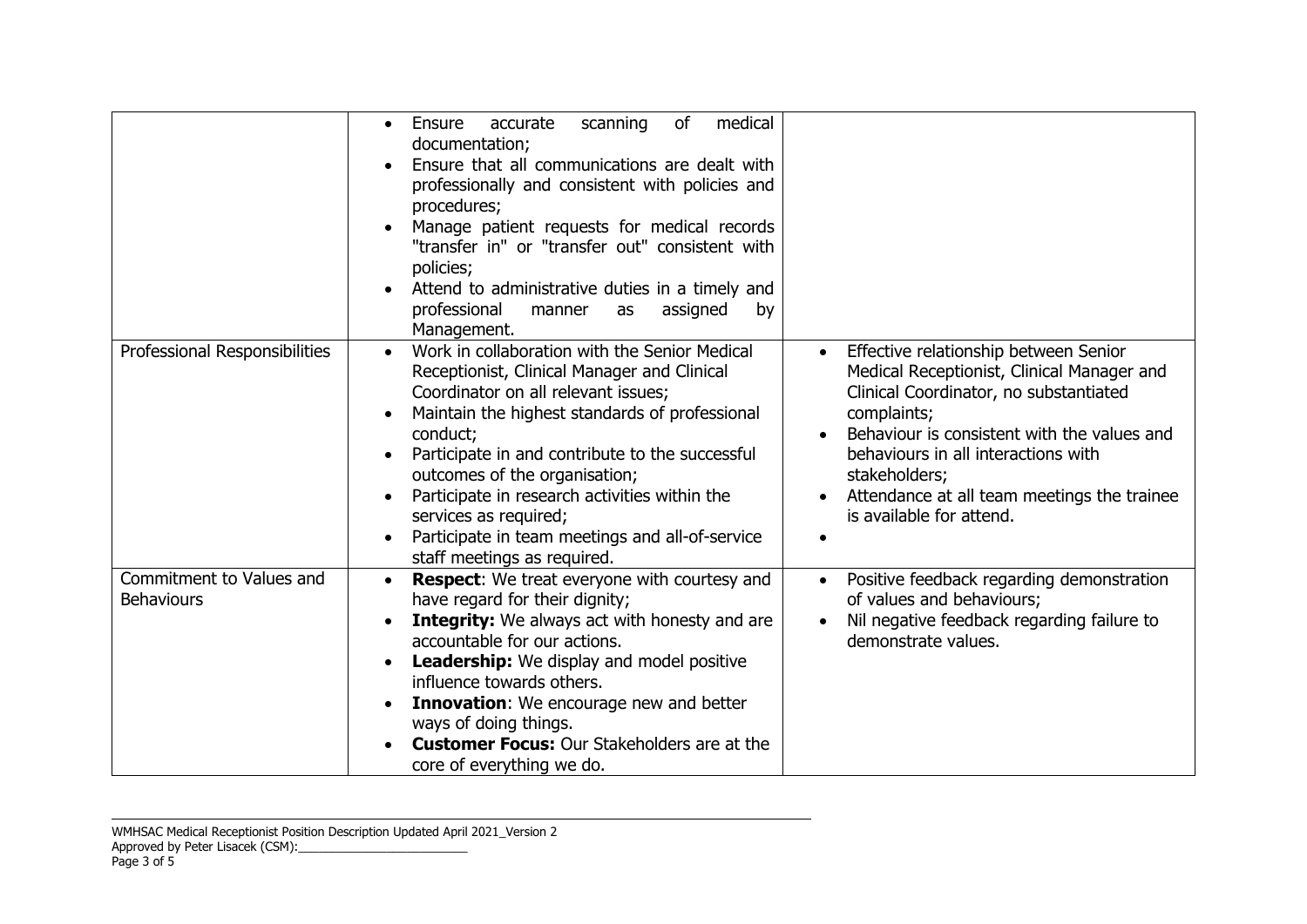| | | |
|---|---|---|
| | • Ensure accurate scanning of medical documentation;<br>• Ensure that all communications are dealt with professionally and consistent with policies and procedures;<br>• Manage patient requests for medical records "transfer in" or "transfer out" consistent with policies;<br>• Attend to administrative duties in a timely and professional manner as assigned by Management. | |
| Professional Responsibilities | • Work in collaboration with the Senior Medical Receptionist, Clinical Manager and Clinical Coordinator on all relevant issues;<br>• Maintain the highest standards of professional conduct;<br>• Participate in and contribute to the successful outcomes of the organisation;<br>• Participate in research activities within the services as required;<br>• Participate in team meetings and all-of-service staff meetings as required. | • Effective relationship between Senior Medical Receptionist, Clinical Manager and Clinical Coordinator, no substantiated complaints;<br>• Behaviour is consistent with the values and behaviours in all interactions with stakeholders;<br>• Attendance at all team meetings the trainee is available for attend.<br>• |
| Commitment to Values and Behaviours | • **Respect**: We treat everyone with courtesy and have regard for their dignity;<br>• **Integrity:** We always act with honesty and are accountable for our actions.<br>• **Leadership:** We display and model positive influence towards others.<br>• **Innovation**: We encourage new and better ways of doing things.<br>• **Customer Focus:** Our Stakeholders are at the core of everything we do. | • Positive feedback regarding demonstration of values and behaviours;<br>• Nil negative feedback regarding failure to demonstrate values. |

WMHSAC Medical Receptionist Position Description Updated April 2021_Version 2
Approved by Peter Lisacek (CSM):_________________________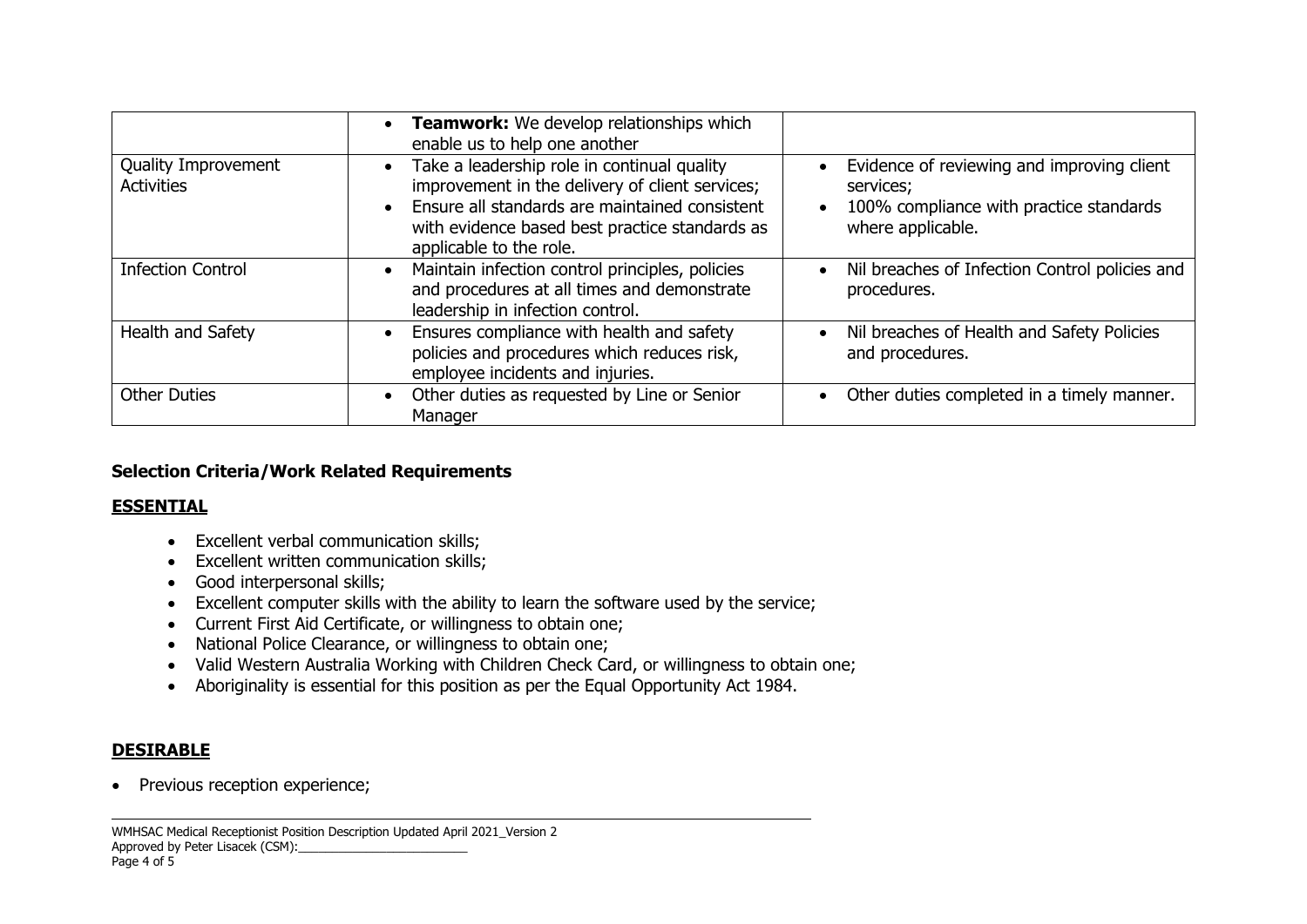| | | |
|---|---|---|
| | • **Teamwork:** We develop relationships which enable us to help one another | |
| Quality Improvement Activities | • Take a leadership role in continual quality improvement in the delivery of client services; • Ensure all standards are maintained consistent with evidence based best practice standards as applicable to the role. | • Evidence of reviewing and improving client services; • 100% compliance with practice standards where applicable. |
| Infection Control | • Maintain infection control principles, policies and procedures at all times and demonstrate leadership in infection control. | • Nil breaches of Infection Control policies and procedures. |
| Health and Safety | • Ensures compliance with health and safety policies and procedures which reduces risk, employee incidents and injuries. | • Nil breaches of Health and Safety Policies and procedures. |
| Other Duties | • Other duties as requested by Line or Senior Manager | • Other duties completed in a timely manner. |

## Selection Criteria/Work Related Requirements

### ESSENTIAL

- Excellent verbal communication skills;
- Excellent written communication skills;
- Good interpersonal skills;
- Excellent computer skills with the ability to learn the software used by the service;
- Current First Aid Certificate, or willingness to obtain one;
- National Police Clearance, or willingness to obtain one;
- Valid Western Australia Working with Children Check Card, or willingness to obtain one;
- Aboriginality is essential for this position as per the Equal Opportunity Act 1984.

### DESIRABLE

- Previous reception experience;

WMHSAC Medical Receptionist Position Description Updated April 2021_Version 2
Approved by Peter Lisacek (CSM):_________________________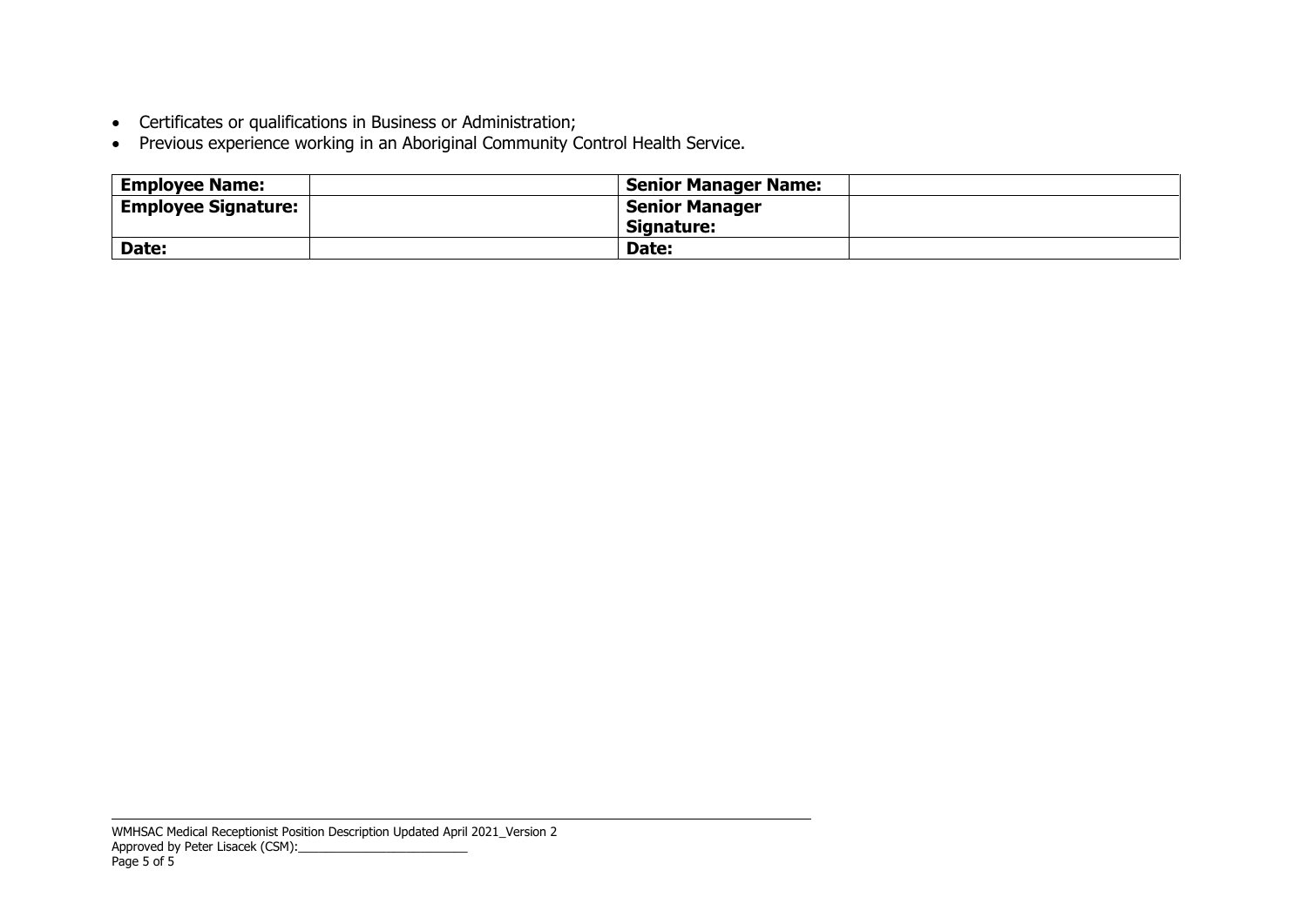- Certificates or qualifications in Business or Administration;
- Previous experience working in an Aboriginal Community Control Health Service.

| | | | |
|---|---|---|---|
| **Employee Name:** | | **Senior Manager Name:** | |
| **Employee Signature:** | | **Senior Manager Signature:** | |
| **Date:** | | **Date:** | |